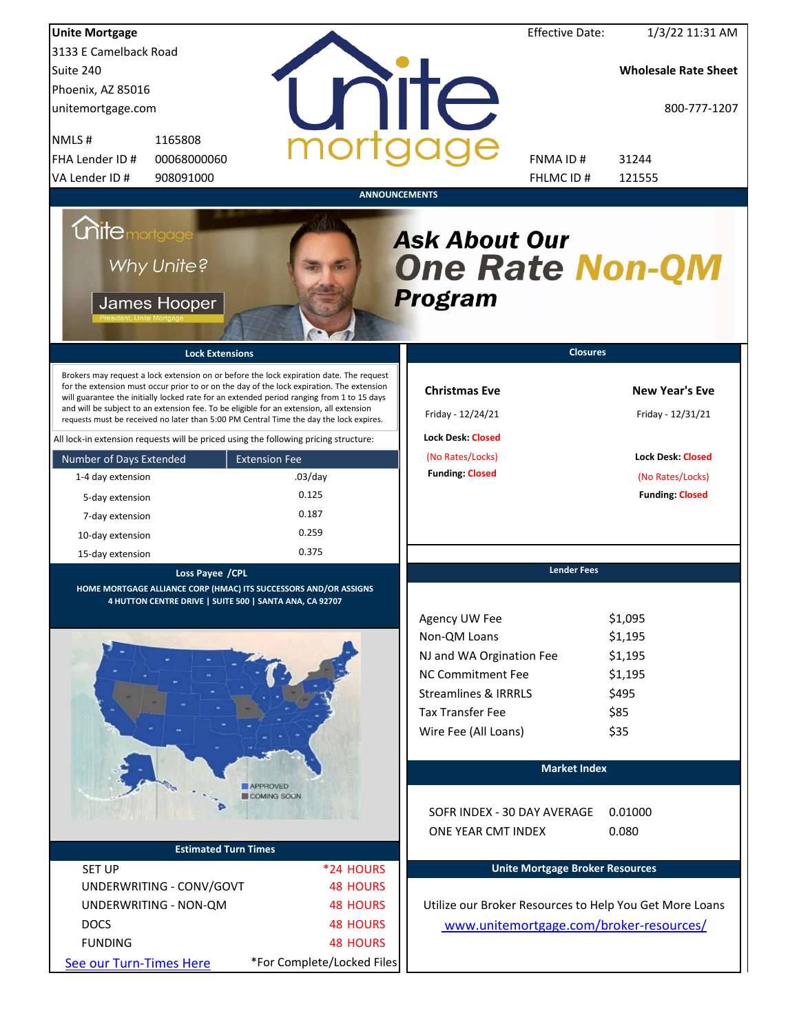**Unite Mortgage**
3133 E Camelback Road
Suite 240
Phoenix, AZ 85016
unitemortgage.com

NMLS # 1165808
FHA Lender ID # 00068000060
VA Lender ID # 908091000

Effective Date: 1/3/22 11:31 AM

**Wholesale Rate Sheet**

800-777-1207

FNMA ID # 31244
FHLMC ID # 121555

## ANNOUNCEMENTS

Unite mortgage
Why Unite?
James Hooper
President, Unite Mortgage

***Ask About Our One Rate Non-QM Program***

## Lock Extensions

Brokers may request a lock extension on or before the lock expiration date. The request for the extension must occur prior to or on the day of the lock expiration. The extension will guarantee the initially locked rate for an extended period ranging from 1 to 15 days and will be subject to an extension fee. To be eligible for an extension, all extension requests must be received no later than 5:00 PM Central Time the day the lock expires.

All lock-in extension requests will be priced using the following pricing structure:

| Number of Days Extended | Extension Fee |
|---|---|
| 1-4 day extension | .03/day |
| 5-day extension | 0.125 |
| 7-day extension | 0.187 |
| 10-day extension | 0.259 |
| 15-day extension | 0.375 |

## Closures

**Christmas Eve**
Friday - 12/24/21
**Lock Desk:** Closed
(No Rates/Locks)
**Funding:** Closed

**New Year's Eve**
Friday - 12/31/21
**Lock Desk:** Closed
(No Rates/Locks)
**Funding:** Closed

## Loss Payee /CPL

HOME MORTGAGE ALLIANCE CORP (HMAC) ITS SUCCESSORS AND/OR ASSIGNS
4 HUTTON CENTRE DRIVE | SUITE 500 | SANTA ANA, CA 92707

## Lender Fees

| | |
|---|---|
| Agency UW Fee | $1,095 |
| Non-QM Loans | $1,195 |
| NJ and WA Orgination Fee | $1,195 |
| NC Commitment Fee | $1,195 |
| Streamlines & IRRRLS | $495 |
| Tax Transfer Fee | $85 |
| Wire Fee (All Loans) | $35 |

APPROVED
COMING SOON

## Market Index

| | |
|---|---|
| SOFR INDEX - 30 DAY AVERAGE | 0.01000 |
| ONE YEAR CMT INDEX | 0.080 |

## Estimated Turn Times

| | |
|---|---|
| SET UP | *24 HOURS |
| UNDERWRITING - CONV/GOVT | 48 HOURS |
| UNDERWRITING - NON-QM | 48 HOURS |
| DOCS | 48 HOURS |
| FUNDING | 48 HOURS |

See our Turn-Times Here
*For Complete/Locked Files

## Unite Mortgage Broker Resources

Utilize our Broker Resources to Help You Get More Loans
www.unitemortgage.com/broker-resources/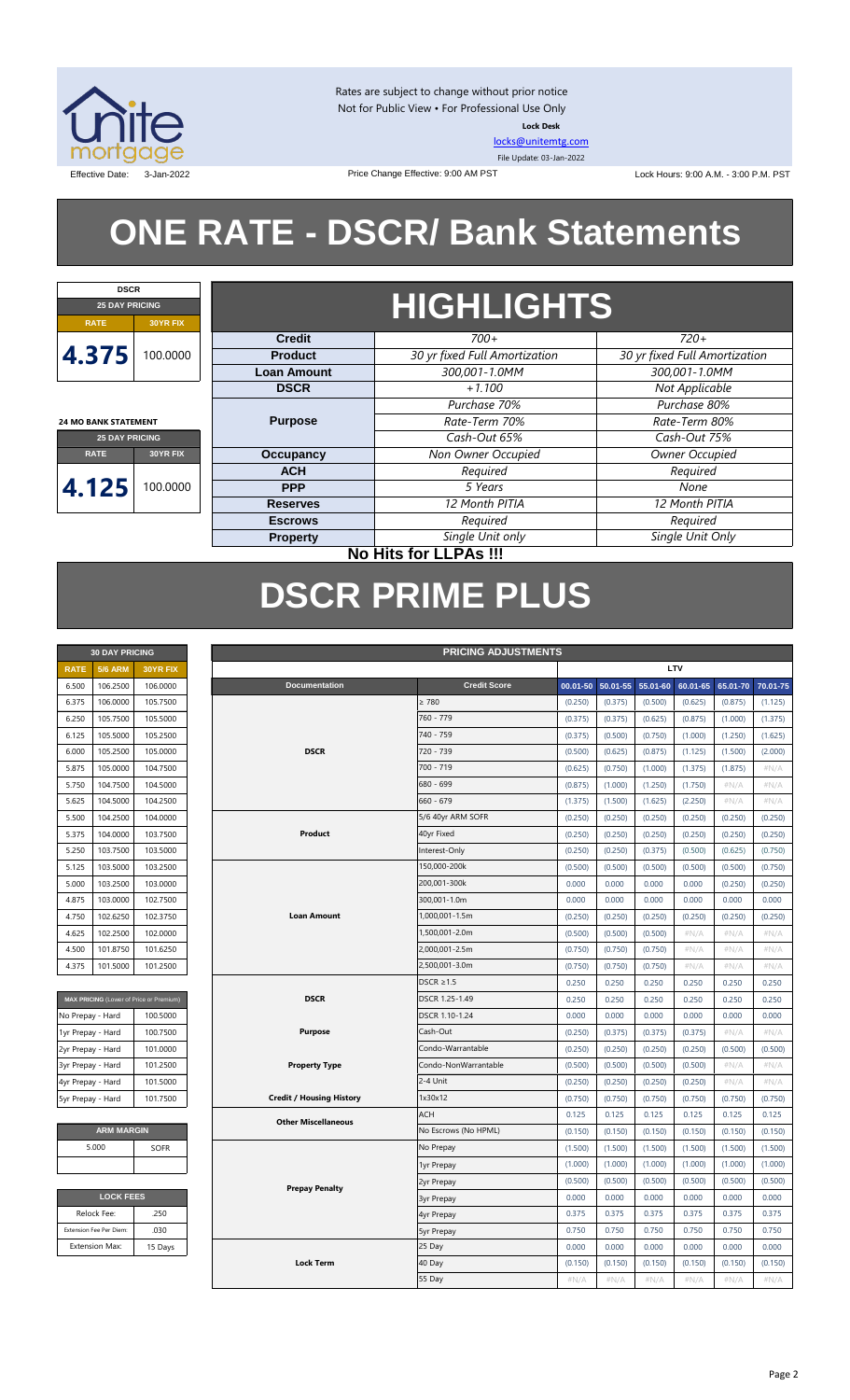Rates are subject to change without prior notice
Not for Public View • For Professional Use Only

**Lock Desk**

locks@unitemtg.com

File Update: 03-Jan-2022

Effective Date: 3-Jan-2022

Price Change Effective: 9:00 AM PST

Lock Hours: 9:00 A.M. - 3:00 P.M. PST

# ONE RATE - DSCR/ Bank Statements

| DSCR | |
|---|---|
| **25 DAY PRICING** | |
| **RATE** | **30YR FIX** |
| **4.375** | 100.0000 |

| 24 MO BANK STATEMENT | |
|---|---|
| **25 DAY PRICING** | |
| **RATE** | **30YR FIX** |
| **4.125** | 100.0000 |

## HIGHLIGHTS

| | | |
|---|---|---|
| **Credit** | *700+* | *720+* |
| **Product** | *30 yr fixed Full Amortization* | *30 yr fixed Full Amortization* |
| **Loan Amount** | *300,001-1.0MM* | *300,001-1.0MM* |
| **DSCR** | *+1.100* | *Not Applicable* |
| **Purpose** | *Purchase 70%*<br>*Rate-Term 70%*<br>*Cash-Out 65%* | *Purchase 80%*<br>*Rate-Term 80%*<br>*Cash-Out 75%* |
| **Occupancy** | *Non Owner Occupied* | *Owner Occupied* |
| **ACH** | *Required* | *Required* |
| **PPP** | *5 Years* | *None* |
| **Reserves** | *12 Month PITIA* | *12 Month PITIA* |
| **Escrows** | *Required* | *Required* |
| **Property** | *Single Unit only* | *Single Unit Only* |

**No Hits for LLPAs !!!**

# DSCR PRIME PLUS

| 30 DAY PRICING | | |
|---|---|---|
| **RATE** | **5/6 ARM** | **30YR FIX** |
| 6.500 | 106.2500 | 106.0000 |
| 6.375 | 106.0000 | 105.7500 |
| 6.250 | 105.7500 | 105.5000 |
| 6.125 | 105.5000 | 105.2500 |
| 6.000 | 105.2500 | 105.0000 |
| 5.875 | 105.0000 | 104.7500 |
| 5.750 | 104.7500 | 104.5000 |
| 5.625 | 104.5000 | 104.2500 |
| 5.500 | 104.2500 | 104.0000 |
| 5.375 | 104.0000 | 103.7500 |
| 5.250 | 103.7500 | 103.5000 |
| 5.125 | 103.5000 | 103.2500 |
| 5.000 | 103.2500 | 103.0000 |
| 4.875 | 103.0000 | 102.7500 |
| 4.750 | 102.6250 | 102.3750 |
| 4.625 | 102.2500 | 102.0000 |
| 4.500 | 101.8750 | 101.6250 |
| 4.375 | 101.5000 | 101.2500 |

| MAX PRICING (Lower of Price or Premium) | |
|---|---|
| No Prepay - Hard | 100.5000 |
| 1yr Prepay - Hard | 100.7500 |
| 2yr Prepay - Hard | 101.0000 |
| 3yr Prepay - Hard | 101.2500 |
| 4yr Prepay - Hard | 101.5000 |
| 5yr Prepay - Hard | 101.7500 |

| ARM MARGIN | |
|---|---|
| 5.000 | SOFR |

| LOCK FEES | |
|---|---|
| Relock Fee: | .250 |
| Extension Fee Per Diem: | .030 |
| Extension Max: | 15 Days |

| PRICING ADJUSTMENTS | | | | | | | |
|---|---|---|---|---|---|---|---|
| | | LTV | | | | | |
| **Documentation** | **Credit Score** | 00.01-50 | 50.01-55 | 55.01-60 | 60.01-65 | 65.01-70 | 70.01-75 |
| DSCR | ≥ 780 | (0.250) | (0.375) | (0.500) | (0.625) | (0.875) | (1.125) |
| | 760 - 779 | (0.375) | (0.375) | (0.625) | (0.875) | (1.000) | (1.375) |
| | 740 - 759 | (0.375) | (0.500) | (0.750) | (1.000) | (1.250) | (1.625) |
| | 720 - 739 | (0.500) | (0.625) | (0.875) | (1.125) | (1.500) | (2.000) |
| | 700 - 719 | (0.625) | (0.750) | (1.000) | (1.375) | (1.875) | #N/A |
| | 680 - 699 | (0.875) | (1.000) | (1.250) | (1.750) | #N/A | #N/A |
| | 660 - 679 | (1.375) | (1.500) | (1.625) | (2.250) | #N/A | #N/A |
| Product | 5/6 40yr ARM SOFR | (0.250) | (0.250) | (0.250) | (0.250) | (0.250) | (0.250) |
| | 40yr Fixed | (0.250) | (0.250) | (0.250) | (0.250) | (0.250) | (0.250) |
| | Interest-Only | (0.250) | (0.250) | (0.375) | (0.500) | (0.625) | (0.750) |
| Loan Amount | 150,000-200k | (0.500) | (0.500) | (0.500) | (0.500) | (0.500) | (0.750) |
| | 200,001-300k | 0.000 | 0.000 | 0.000 | 0.000 | (0.250) | (0.250) |
| | 300,001-1.0m | 0.000 | 0.000 | 0.000 | 0.000 | 0.000 | 0.000 |
| | 1,000,001-1.5m | (0.250) | (0.250) | (0.250) | (0.250) | (0.250) | (0.250) |
| | 1,500,001-2.0m | (0.500) | (0.500) | (0.500) | #N/A | #N/A | #N/A |
| | 2,000,001-2.5m | (0.750) | (0.750) | (0.750) | #N/A | #N/A | #N/A |
| | 2,500,001-3.0m | (0.750) | (0.750) | (0.750) | #N/A | #N/A | #N/A |
| DSCR | DSCR ≥1.5 | 0.250 | 0.250 | 0.250 | 0.250 | 0.250 | 0.250 |
| | DSCR 1.25-1.49 | 0.250 | 0.250 | 0.250 | 0.250 | 0.250 | 0.250 |
| | DSCR 1.10-1.24 | 0.000 | 0.000 | 0.000 | 0.000 | 0.000 | 0.000 |
| Purpose | Cash-Out | (0.250) | (0.375) | (0.375) | (0.375) | #N/A | #N/A |
| Property Type | Condo-Warrantable | (0.250) | (0.250) | (0.250) | (0.250) | (0.500) | (0.500) |
| | Condo-NonWarrantable | (0.500) | (0.500) | (0.500) | (0.500) | #N/A | #N/A |
| | 2-4 Unit | (0.250) | (0.250) | (0.250) | (0.250) | #N/A | #N/A |
| Credit / Housing History | 1x30x12 | (0.750) | (0.750) | (0.750) | (0.750) | (0.750) | (0.750) |
| Other Miscellaneous | ACH | 0.125 | 0.125 | 0.125 | 0.125 | 0.125 | 0.125 |
| | No Escrows (No HPML) | (0.150) | (0.150) | (0.150) | (0.150) | (0.150) | (0.150) |
| Prepay Penalty | No Prepay | (1.500) | (1.500) | (1.500) | (1.500) | (1.500) | (1.500) |
| | 1yr Prepay | (1.000) | (1.000) | (1.000) | (1.000) | (1.000) | (1.000) |
| | 2yr Prepay | (0.500) | (0.500) | (0.500) | (0.500) | (0.500) | (0.500) |
| | 3yr Prepay | 0.000 | 0.000 | 0.000 | 0.000 | 0.000 | 0.000 |
| | 4yr Prepay | 0.375 | 0.375 | 0.375 | 0.375 | 0.375 | 0.375 |
| | 5yr Prepay | 0.750 | 0.750 | 0.750 | 0.750 | 0.750 | 0.750 |
| Lock Term | 25 Day | 0.000 | 0.000 | 0.000 | 0.000 | 0.000 | 0.000 |
| | 40 Day | (0.150) | (0.150) | (0.150) | (0.150) | (0.150) | (0.150) |
| | 55 Day | #N/A | #N/A | #N/A | #N/A | #N/A | #N/A |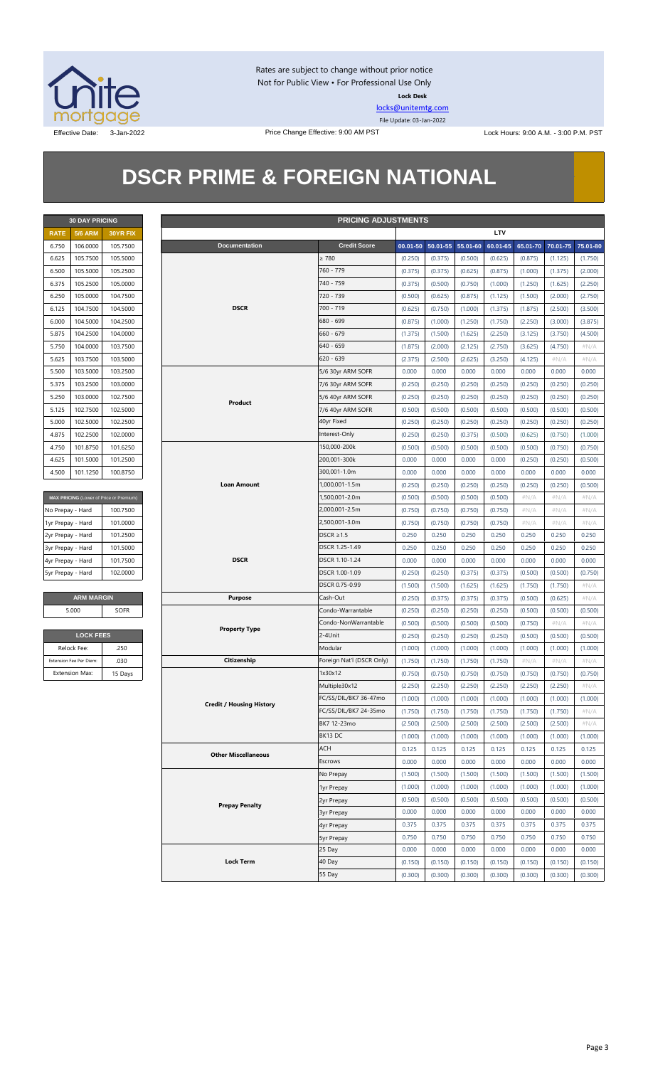Rates are subject to change without prior notice
Not for Public View • For Professional Use Only

**Lock Desk**

locks@unitemtg.com

File Update: 03-Jan-2022

Effective Date: 3-Jan-2022 | Price Change Effective: 9:00 AM PST | Lock Hours: 9:00 A.M. - 3:00 P.M. PST

# DSCR PRIME & FOREIGN NATIONAL

| 30 DAY PRICING | | |
|---|---|---|
| RATE | 5/6 ARM | 30YR FIX |
| 6.750 | 106.0000 | 105.7500 |
| 6.625 | 105.7500 | 105.5000 |
| 6.500 | 105.5000 | 105.2500 |
| 6.375 | 105.2500 | 105.0000 |
| 6.250 | 105.0000 | 104.7500 |
| 6.125 | 104.7500 | 104.5000 |
| 6.000 | 104.5000 | 104.2500 |
| 5.875 | 104.2500 | 104.0000 |
| 5.750 | 104.0000 | 103.7500 |
| 5.625 | 103.7500 | 103.5000 |
| 5.500 | 103.5000 | 103.2500 |
| 5.375 | 103.2500 | 103.0000 |
| 5.250 | 103.0000 | 102.7500 |
| 5.125 | 102.7500 | 102.5000 |
| 5.000 | 102.5000 | 102.2500 |
| 4.875 | 102.2500 | 102.0000 |
| 4.750 | 101.8750 | 101.6250 |
| 4.625 | 101.5000 | 101.2500 |
| 4.500 | 101.1250 | 100.8750 |

| MAX PRICING (Lower of Price or Premium) | |
|---|---|
| No Prepay - Hard | 100.7500 |
| 1yr Prepay - Hard | 101.0000 |
| 2yr Prepay - Hard | 101.2500 |
| 3yr Prepay - Hard | 101.5000 |
| 4yr Prepay - Hard | 101.7500 |
| 5yr Prepay - Hard | 102.0000 |

| ARM MARGIN | |
|---|---|
| 5.000 | SOFR |

| LOCK FEES | |
|---|---|
| Relock Fee: | .250 |
| Extension Fee Per Diem: | .030 |
| Extension Max: | 15 Days |

| PRICING ADJUSTMENTS | | | | | | | | |
|---|---|---|---|---|---|---|---|---|
| | | LTV | | | | | | |
| Documentation | Credit Score | 00.01-50 | 50.01-55 | 55.01-60 | 60.01-65 | 65.01-70 | 70.01-75 | 75.01-80 |
| DSCR | ≥ 780 | (0.250) | (0.375) | (0.500) | (0.625) | (0.875) | (1.125) | (1.750) |
| | 760 - 779 | (0.375) | (0.375) | (0.625) | (0.875) | (1.000) | (1.375) | (2.000) |
| | 740 - 759 | (0.375) | (0.500) | (0.750) | (1.000) | (1.250) | (1.625) | (2.250) |
| | 720 - 739 | (0.500) | (0.625) | (0.875) | (1.125) | (1.500) | (2.000) | (2.750) |
| | 700 - 719 | (0.625) | (0.750) | (1.000) | (1.375) | (1.875) | (2.500) | (3.500) |
| | 680 - 699 | (0.875) | (1.000) | (1.250) | (1.750) | (2.250) | (3.000) | (3.875) |
| | 660 - 679 | (1.375) | (1.500) | (1.625) | (2.250) | (3.125) | (3.750) | (4.500) |
| | 640 - 659 | (1.875) | (2.000) | (2.125) | (2.750) | (3.625) | (4.750) | #N/A |
| | 620 - 639 | (2.375) | (2.500) | (2.625) | (3.250) | (4.125) | #N/A | #N/A |
| Product | 5/6 30yr ARM SOFR | 0.000 | 0.000 | 0.000 | 0.000 | 0.000 | 0.000 | 0.000 |
| | 7/6 30yr ARM SOFR | (0.250) | (0.250) | (0.250) | (0.250) | (0.250) | (0.250) | (0.250) |
| | 5/6 40yr ARM SOFR | (0.250) | (0.250) | (0.250) | (0.250) | (0.250) | (0.250) | (0.250) |
| | 7/6 40yr ARM SOFR | (0.500) | (0.500) | (0.500) | (0.500) | (0.500) | (0.500) | (0.500) |
| | 40yr Fixed | (0.250) | (0.250) | (0.250) | (0.250) | (0.250) | (0.250) | (0.250) |
| | Interest-Only | (0.250) | (0.250) | (0.375) | (0.500) | (0.625) | (0.750) | (1.000) |
| Loan Amount | 150,000-200k | (0.500) | (0.500) | (0.500) | (0.500) | (0.500) | (0.750) | (0.750) |
| | 200,001-300k | 0.000 | 0.000 | 0.000 | 0.000 | (0.250) | (0.250) | (0.500) |
| | 300,001-1.0m | 0.000 | 0.000 | 0.000 | 0.000 | 0.000 | 0.000 | 0.000 |
| | 1,000,001-1.5m | (0.250) | (0.250) | (0.250) | (0.250) | (0.250) | (0.250) | (0.500) |
| | 1,500,001-2.0m | (0.500) | (0.500) | (0.500) | (0.500) | #N/A | #N/A | #N/A |
| | 2,000,001-2.5m | (0.750) | (0.750) | (0.750) | (0.750) | #N/A | #N/A | #N/A |
| | 2,500,001-3.0m | (0.750) | (0.750) | (0.750) | (0.750) | #N/A | #N/A | #N/A |
| DSCR | DSCR ≥1.5 | 0.250 | 0.250 | 0.250 | 0.250 | 0.250 | 0.250 | 0.250 |
| | DSCR 1.25-1.49 | 0.250 | 0.250 | 0.250 | 0.250 | 0.250 | 0.250 | 0.250 |
| | DSCR 1.10-1.24 | 0.000 | 0.000 | 0.000 | 0.000 | 0.000 | 0.000 | 0.000 |
| | DSCR 1.00-1.09 | (0.250) | (0.250) | (0.375) | (0.375) | (0.500) | (0.500) | (0.750) |
| | DSCR 0.75-0.99 | (1.500) | (1.500) | (1.625) | (1.625) | (1.750) | (1.750) | #N/A |
| Purpose | Cash-Out | (0.250) | (0.375) | (0.375) | (0.375) | (0.500) | (0.625) | #N/A |
| Property Type | Condo-Warrantable | (0.250) | (0.250) | (0.250) | (0.250) | (0.500) | (0.500) | (0.500) |
| | Condo-NonWarrantable | (0.500) | (0.500) | (0.500) | (0.500) | (0.750) | #N/A | #N/A |
| | 2-4Unit | (0.250) | (0.250) | (0.250) | (0.250) | (0.500) | (0.500) | (0.500) |
| | Modular | (1.000) | (1.000) | (1.000) | (1.000) | (1.000) | (1.000) | (1.000) |
| Citizenship | Foreign Nat'l (DSCR Only) | (1.750) | (1.750) | (1.750) | (1.750) | #N/A | #N/A | #N/A |
| Credit / Housing History | 1x30x12 | (0.750) | (0.750) | (0.750) | (0.750) | (0.750) | (0.750) | (0.750) |
| | Multiple30x12 | (2.250) | (2.250) | (2.250) | (2.250) | (2.250) | (2.250) | #N/A |
| | FC/SS/DIL/BK7 36-47mo | (1.000) | (1.000) | (1.000) | (1.000) | (1.000) | (1.000) | (1.000) |
| | FC/SS/DIL/BK7 24-35mo | (1.750) | (1.750) | (1.750) | (1.750) | (1.750) | (1.750) | #N/A |
| | BK7 12-23mo | (2.500) | (2.500) | (2.500) | (2.500) | (2.500) | (2.500) | #N/A |
| | BK13 DC | (1.000) | (1.000) | (1.000) | (1.000) | (1.000) | (1.000) | (1.000) |
| Other Miscellaneous | ACH | 0.125 | 0.125 | 0.125 | 0.125 | 0.125 | 0.125 | 0.125 |
| | Escrows | 0.000 | 0.000 | 0.000 | 0.000 | 0.000 | 0.000 | 0.000 |
| Prepay Penalty | No Prepay | (1.500) | (1.500) | (1.500) | (1.500) | (1.500) | (1.500) | (1.500) |
| | 1yr Prepay | (1.000) | (1.000) | (1.000) | (1.000) | (1.000) | (1.000) | (1.000) |
| | 2yr Prepay | (0.500) | (0.500) | (0.500) | (0.500) | (0.500) | (0.500) | (0.500) |
| | 3yr Prepay | 0.000 | 0.000 | 0.000 | 0.000 | 0.000 | 0.000 | 0.000 |
| | 4yr Prepay | 0.375 | 0.375 | 0.375 | 0.375 | 0.375 | 0.375 | 0.375 |
| | 5yr Prepay | 0.750 | 0.750 | 0.750 | 0.750 | 0.750 | 0.750 | 0.750 |
| Lock Term | 25 Day | 0.000 | 0.000 | 0.000 | 0.000 | 0.000 | 0.000 | 0.000 |
| | 40 Day | (0.150) | (0.150) | (0.150) | (0.150) | (0.150) | (0.150) | (0.150) |
| | 55 Day | (0.300) | (0.300) | (0.300) | (0.300) | (0.300) | (0.300) | (0.300) |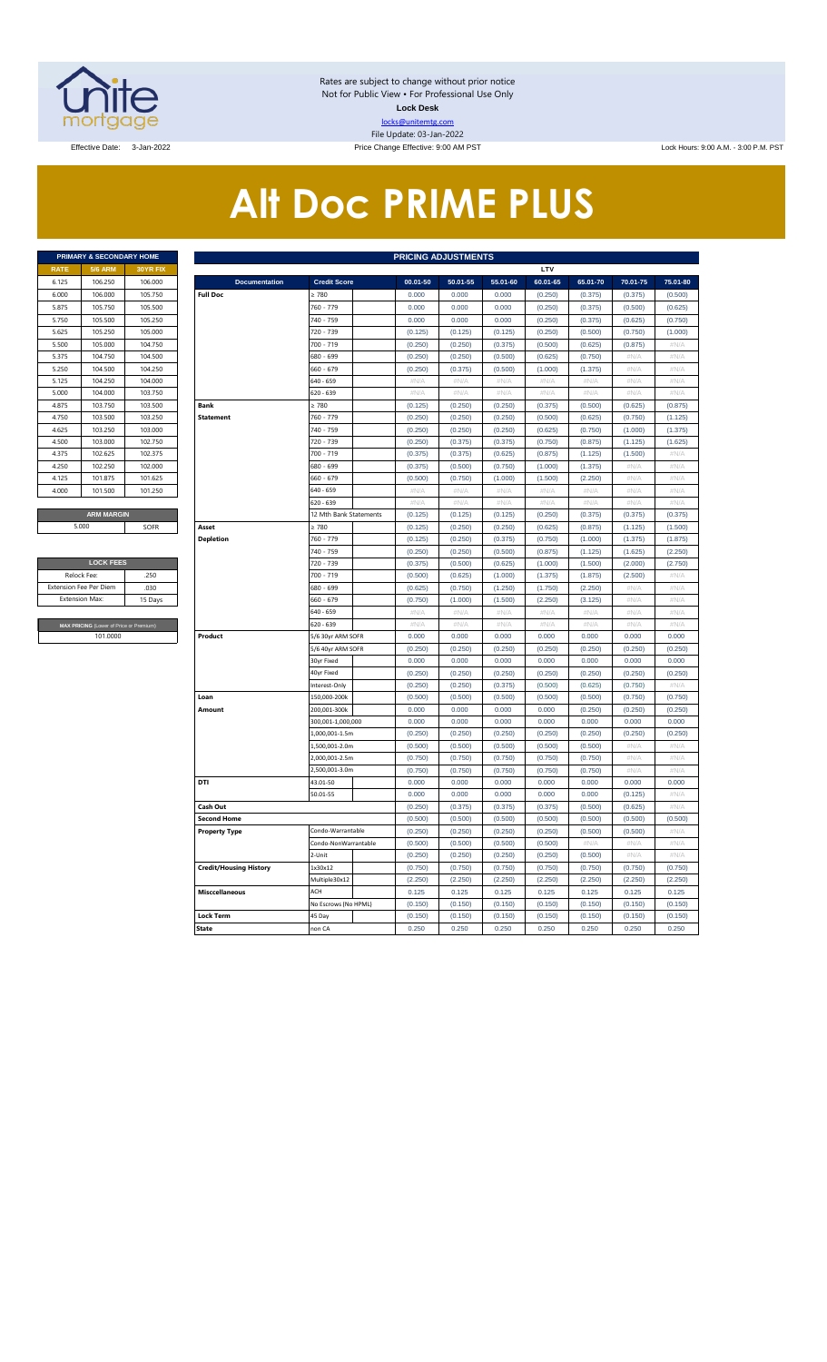Rates are subject to change without prior notice
Not for Public View • For Professional Use Only
**Lock Desk**
locks@unitemtg.com
File Update: 03-Jan-2022

Effective Date: 3-Jan-2022 | Price Change Effective: 9:00 AM PST | Lock Hours: 9:00 A.M. - 3:00 P.M. PST

# Alt Doc PRIME PLUS

| PRIMARY & SECONDARY HOME | | |
|---|---|---|
| **RATE** | **5/6 ARM** | **30YR FIX** |
| 6.125 | 106.250 | 106.000 |
| 6.000 | 106.000 | 105.750 |
| 5.875 | 105.750 | 105.500 |
| 5.750 | 105.500 | 105.250 |
| 5.625 | 105.250 | 105.000 |
| 5.500 | 105.000 | 104.750 |
| 5.375 | 104.750 | 104.500 |
| 5.250 | 104.500 | 104.250 |
| 5.125 | 104.250 | 104.000 |
| 5.000 | 104.000 | 103.750 |
| 4.875 | 103.750 | 103.500 |
| 4.750 | 103.500 | 103.250 |
| 4.625 | 103.250 | 103.000 |
| 4.500 | 103.000 | 102.750 |
| 4.375 | 102.625 | 102.375 |
| 4.250 | 102.250 | 102.000 |
| 4.125 | 101.875 | 101.625 |
| 4.000 | 101.500 | 101.250 |

| ARM MARGIN | |
|---|---|
| 5.000 | SOFR |

| LOCK FEES | |
|---|---|
| Relock Fee: | .250 |
| Extension Fee Per Diem | .030 |
| Extension Max: | 15 Days |

| MAX PRICING (Lower of Price or Premium) |
|---|
| 101.0000 |

| PRICING ADJUSTMENTS | | | | | | | | | |
|---|---|---|---|---|---|---|---|---|---|
| | | | LTV | | | | | | |
| **Documentation** | **Credit Score** | | **00.01-50** | **50.01-55** | **55.01-60** | **60.01-65** | **65.01-70** | **70.01-75** | **75.01-80** |
| **Full Doc** | ≥ 780 | | 0.000 | 0.000 | 0.000 | (0.250) | (0.375) | (0.375) | (0.500) |
| | 760 - 779 | | 0.000 | 0.000 | 0.000 | (0.250) | (0.375) | (0.500) | (0.625) |
| | 740 - 759 | | 0.000 | 0.000 | 0.000 | (0.250) | (0.375) | (0.625) | (0.750) |
| | 720 - 739 | | (0.125) | (0.125) | (0.125) | (0.250) | (0.500) | (0.750) | (1.000) |
| | 700 - 719 | | (0.250) | (0.250) | (0.375) | (0.500) | (0.625) | (0.875) | #N/A |
| | 680 - 699 | | (0.250) | (0.250) | (0.500) | (0.625) | (0.750) | #N/A | #N/A |
| | 660 - 679 | | (0.250) | (0.375) | (0.500) | (1.000) | (1.375) | #N/A | #N/A |
| | 640 - 659 | | #N/A | #N/A | #N/A | #N/A | #N/A | #N/A | #N/A |
| | 620 - 639 | | #N/A | #N/A | #N/A | #N/A | #N/A | #N/A | #N/A |
| **Bank Statement** | ≥ 780 | | (0.125) | (0.250) | (0.250) | (0.375) | (0.500) | (0.625) | (0.875) |
| | 760 - 779 | | (0.250) | (0.250) | (0.250) | (0.500) | (0.625) | (0.750) | (1.125) |
| | 740 - 759 | | (0.250) | (0.250) | (0.250) | (0.625) | (0.750) | (1.000) | (1.375) |
| | 720 - 739 | | (0.250) | (0.375) | (0.375) | (0.750) | (0.875) | (1.125) | (1.625) |
| | 700 - 719 | | (0.375) | (0.375) | (0.625) | (0.875) | (1.125) | (1.500) | #N/A |
| | 680 - 699 | | (0.375) | (0.500) | (0.750) | (1.000) | (1.375) | #N/A | #N/A |
| | 660 - 679 | | (0.500) | (0.750) | (1.000) | (1.500) | (2.250) | #N/A | #N/A |
| | 640 - 659 | | #N/A | #N/A | #N/A | #N/A | #N/A | #N/A | #N/A |
| | 620 - 639 | | #N/A | #N/A | #N/A | #N/A | #N/A | #N/A | #N/A |
| | 12 Mth Bank Statements | | (0.125) | (0.125) | (0.125) | (0.250) | (0.375) | (0.375) | (0.375) |
| **Asset Depletion** | ≥ 780 | | (0.125) | (0.250) | (0.250) | (0.625) | (0.875) | (1.125) | (1.500) |
| | 760 - 779 | | (0.125) | (0.250) | (0.375) | (0.750) | (1.000) | (1.375) | (1.875) |
| | 740 - 759 | | (0.250) | (0.250) | (0.500) | (0.875) | (1.125) | (1.625) | (2.250) |
| | 720 - 739 | | (0.375) | (0.500) | (0.625) | (1.000) | (1.500) | (2.000) | (2.750) |
| | 700 - 719 | | (0.500) | (0.625) | (1.000) | (1.375) | (1.875) | (2.500) | #N/A |
| | 680 - 699 | | (0.625) | (0.750) | (1.250) | (1.750) | (2.250) | #N/A | #N/A |
| | 660 - 679 | | (0.750) | (1.000) | (1.500) | (2.250) | (3.125) | #N/A | #N/A |
| | 640 - 659 | | #N/A | #N/A | #N/A | #N/A | #N/A | #N/A | #N/A |
| | 620 - 639 | | #N/A | #N/A | #N/A | #N/A | #N/A | #N/A | #N/A |
| **Product** | 5/6 30yr ARM SOFR | | 0.000 | 0.000 | 0.000 | 0.000 | 0.000 | 0.000 | 0.000 |
| | 5/6 40yr ARM SOFR | | (0.250) | (0.250) | (0.250) | (0.250) | (0.250) | (0.250) | (0.250) |
| | 30yr Fixed | | 0.000 | 0.000 | 0.000 | 0.000 | 0.000 | 0.000 | 0.000 |
| | 40yr Fixed | | (0.250) | (0.250) | (0.250) | (0.250) | (0.250) | (0.250) | (0.250) |
| | Interest-Only | | (0.250) | (0.250) | (0.375) | (0.500) | (0.625) | (0.750) | #N/A |
| **Loan Amount** | 150,000-200k | | (0.500) | (0.500) | (0.500) | (0.500) | (0.500) | (0.750) | (0.750) |
| | 200,001-300k | | 0.000 | 0.000 | 0.000 | 0.000 | (0.250) | (0.250) | (0.250) |
| | 300,001-1,000,000 | | 0.000 | 0.000 | 0.000 | 0.000 | 0.000 | 0.000 | 0.000 |
| | 1,000,001-1.5m | | (0.250) | (0.250) | (0.250) | (0.250) | (0.250) | (0.250) | (0.250) |
| | 1,500,001-2.0m | | (0.500) | (0.500) | (0.500) | (0.500) | (0.500) | #N/A | #N/A |
| | 2,000,001-2.5m | | (0.750) | (0.750) | (0.750) | (0.750) | (0.750) | #N/A | #N/A |
| | 2,500,001-3.0m | | (0.750) | (0.750) | (0.750) | (0.750) | (0.750) | #N/A | #N/A |
| **DTI** | 43.01-50 | | 0.000 | 0.000 | 0.000 | 0.000 | 0.000 | 0.000 | 0.000 |
| | 50.01-55 | | 0.000 | 0.000 | 0.000 | 0.000 | 0.000 | (0.125) | #N/A |
| **Cash Out** | | | (0.250) | (0.375) | (0.375) | (0.375) | (0.500) | (0.625) | #N/A |
| **Second Home** | | | (0.500) | (0.500) | (0.500) | (0.500) | (0.500) | (0.500) | (0.500) |
| **Property Type** | Condo-Warrantable | | (0.250) | (0.250) | (0.250) | (0.250) | (0.500) | (0.500) | #N/A |
| | Condo-NonWarrantable | | (0.500) | (0.500) | (0.500) | (0.500) | #N/A | #N/A | #N/A |
| | 2-Unit | | (0.250) | (0.250) | (0.250) | (0.250) | (0.500) | #N/A | #N/A |
| **Credit/Housing History** | 1x30x12 | | (0.750) | (0.750) | (0.750) | (0.750) | (0.750) | (0.750) | (0.750) |
| | Multiple30x12 | | (2.250) | (2.250) | (2.250) | (2.250) | (2.250) | (2.250) | (2.250) |
| **Misccellaneous** | ACH | | 0.125 | 0.125 | 0.125 | 0.125 | 0.125 | 0.125 | 0.125 |
| | No Escrows (No HPML) | | (0.150) | (0.150) | (0.150) | (0.150) | (0.150) | (0.150) | (0.150) |
| **Lock Term** | 45 Day | | (0.150) | (0.150) | (0.150) | (0.150) | (0.150) | (0.150) | (0.150) |
| **State** | non CA | | 0.250 | 0.250 | 0.250 | 0.250 | 0.250 | 0.250 | 0.250 |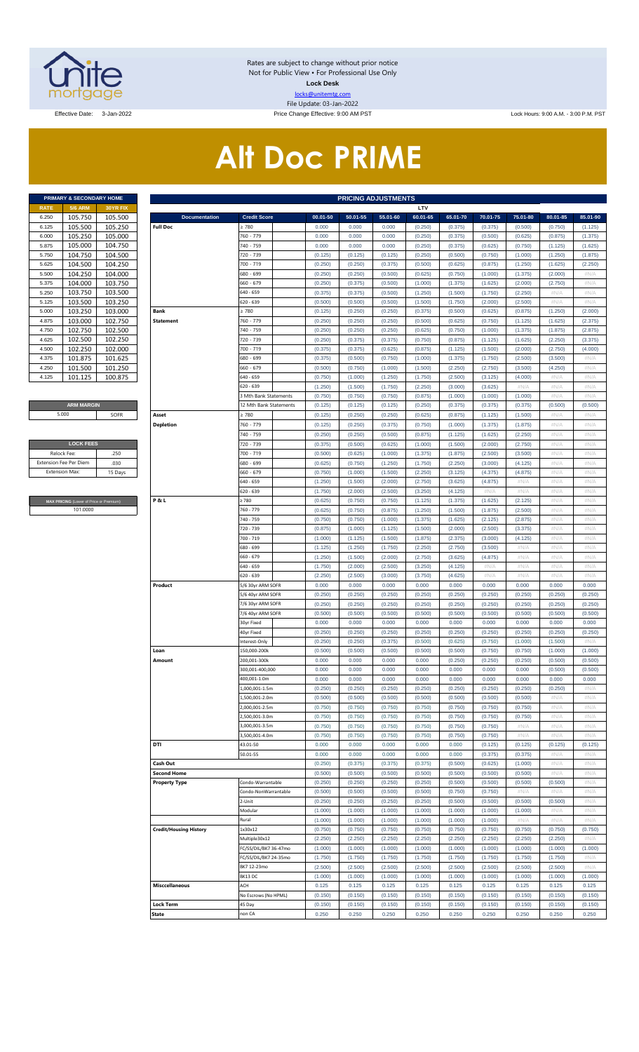Rates are subject to change without prior notice
Not for Public View • For Professional Use Only
**Lock Desk**
locks@unitemtg.com
File Update: 03-Jan-2022

Effective Date: 3-Jan-2022 — Price Change Effective: 9:00 AM PST — Lock Hours: 9:00 A.M. - 3:00 P.M. PST

# Alt Doc PRIME

| PRIMARY & SECONDARY HOME | | |
|---|---|---|
| RATE | 5/6 ARM | 30YR FIX |
| 6.250 | 105.750 | 105.500 |
| 6.125 | 105.500 | 105.250 |
| 6.000 | 105.250 | 105.000 |
| 5.875 | 105.000 | 104.750 |
| 5.750 | 104.750 | 104.500 |
| 5.625 | 104.500 | 104.250 |
| 5.500 | 104.250 | 104.000 |
| 5.375 | 104.000 | 103.750 |
| 5.250 | 103.750 | 103.500 |
| 5.125 | 103.500 | 103.250 |
| 5.000 | 103.250 | 103.000 |
| 4.875 | 103.000 | 102.750 |
| 4.750 | 102.750 | 102.500 |
| 4.625 | 102.500 | 102.250 |
| 4.500 | 102.250 | 102.000 |
| 4.375 | 101.875 | 101.625 |
| 4.250 | 101.500 | 101.250 |
| 4.125 | 101.125 | 100.875 |

| ARM MARGIN | |
|---|---|
| 5.000 | SOFR |

| LOCK FEES | |
|---|---|
| Relock Fee: | .250 |
| Extension Fee Per Diem | .030 |
| Extension Max: | 15 Days |

| MAX PRICING (Lower of Price or Premium) |
|---|
| 101.0000 |

| PRICING ADJUSTMENTS | | | | | | | | | | | |
|---|---|---|---|---|---|---|---|---|---|---|---|
| | | LTV | | | | | | | | | |
| Documentation | Credit Score | 00.01-50 | 50.01-55 | 55.01-60 | 60.01-65 | 65.01-70 | 70.01-75 | 75.01-80 | 80.01-85 | 85.01-90 |
| Full Doc | ≥ 780 | 0.000 | 0.000 | 0.000 | (0.250) | (0.375) | (0.375) | (0.500) | (0.750) | (1.125) |
| | 760 - 779 | 0.000 | 0.000 | 0.000 | (0.250) | (0.375) | (0.500) | (0.625) | (0.875) | (1.375) |
| | 740 - 759 | 0.000 | 0.000 | 0.000 | (0.250) | (0.375) | (0.625) | (0.750) | (1.125) | (1.625) |
| | 720 - 739 | (0.125) | (0.125) | (0.125) | (0.250) | (0.500) | (0.750) | (1.000) | (1.250) | (1.875) |
| | 700 - 719 | (0.250) | (0.250) | (0.375) | (0.500) | (0.625) | (0.875) | (1.250) | (1.625) | (2.250) |
| | 680 - 699 | (0.250) | (0.250) | (0.500) | (0.625) | (0.750) | (1.000) | (1.375) | (2.000) | #N/A |
| | 660 - 679 | (0.250) | (0.375) | (0.500) | (1.000) | (1.375) | (1.625) | (2.000) | (2.750) | #N/A |
| | 640 - 659 | (0.375) | (0.375) | (0.500) | (1.250) | (1.500) | (1.750) | (2.250) | #N/A | #N/A |
| | 620 - 639 | (0.500) | (0.500) | (0.500) | (1.500) | (1.750) | (2.000) | (2.500) | #N/A | #N/A |
| Bank Statement | ≥ 780 | (0.125) | (0.250) | (0.250) | (0.375) | (0.500) | (0.625) | (0.875) | (1.250) | (2.000) |
| | 760 - 779 | (0.250) | (0.250) | (0.250) | (0.500) | (0.625) | (0.750) | (1.125) | (1.625) | (2.375) |
| | 740 - 759 | (0.250) | (0.250) | (0.250) | (0.625) | (0.750) | (1.000) | (1.375) | (1.875) | (2.875) |
| | 720 - 739 | (0.250) | (0.375) | (0.375) | (0.750) | (0.875) | (1.125) | (1.625) | (2.250) | (3.375) |
| | 700 - 719 | (0.375) | (0.375) | (0.625) | (0.875) | (1.125) | (1.500) | (2.000) | (2.750) | (4.000) |
| | 680 - 699 | (0.375) | (0.500) | (0.750) | (1.000) | (1.375) | (1.750) | (2.500) | (3.500) | #N/A |
| | 660 - 679 | (0.500) | (0.750) | (1.000) | (1.500) | (2.250) | (2.750) | (3.500) | (4.250) | #N/A |
| | 640 - 659 | (0.750) | (1.000) | (1.250) | (1.750) | (2.500) | (3.125) | (4.000) | #N/A | #N/A |
| | 620 - 639 | (1.250) | (1.500) | (1.750) | (2.250) | (3.000) | (3.625) | #N/A | #N/A | #N/A |
| | 3 Mth Bank Statements | (0.750) | (0.750) | (0.750) | (0.875) | (1.000) | (1.000) | (1.000) | #N/A | #N/A |
| | 12 Mth Bank Statements | (0.125) | (0.125) | (0.125) | (0.250) | (0.375) | (0.375) | (0.375) | (0.500) | (0.500) |
| Asset Depletion | ≥ 780 | (0.125) | (0.250) | (0.250) | (0.625) | (0.875) | (1.125) | (1.500) | #N/A | #N/A |
| | 760 - 779 | (0.125) | (0.250) | (0.375) | (0.750) | (1.000) | (1.375) | (1.875) | #N/A | #N/A |
| | 740 - 759 | (0.250) | (0.250) | (0.500) | (0.875) | (1.125) | (1.625) | (2.250) | #N/A | #N/A |
| | 720 - 739 | (0.375) | (0.500) | (0.625) | (1.000) | (1.500) | (2.000) | (2.750) | #N/A | #N/A |
| | 700 - 719 | (0.500) | (0.625) | (1.000) | (1.375) | (1.875) | (2.500) | (3.500) | #N/A | #N/A |
| | 680 - 699 | (0.625) | (0.750) | (1.250) | (1.750) | (2.250) | (3.000) | (4.125) | #N/A | #N/A |
| | 660 - 679 | (0.750) | (1.000) | (1.500) | (2.250) | (3.125) | (4.375) | (4.875) | #N/A | #N/A |
| | 640 - 659 | (1.250) | (1.500) | (2.000) | (2.750) | (3.625) | (4.875) | #N/A | #N/A | #N/A |
| | 620 - 639 | (1.750) | (2.000) | (2.500) | (3.250) | (4.125) | #N/A | #N/A | #N/A | #N/A |
| P & L | ≥ 780 | (0.625) | (0.750) | (0.750) | (1.125) | (1.375) | (1.625) | (2.125) | #N/A | #N/A |
| | 760 - 779 | (0.625) | (0.750) | (0.875) | (1.250) | (1.500) | (1.875) | (2.500) | #N/A | #N/A |
| | 740 - 759 | (0.750) | (0.750) | (1.000) | (1.375) | (1.625) | (2.125) | (2.875) | #N/A | #N/A |
| | 720 - 739 | (0.875) | (1.000) | (1.125) | (1.500) | (2.000) | (2.500) | (3.375) | #N/A | #N/A |
| | 700 - 719 | (1.000) | (1.125) | (1.500) | (1.875) | (2.375) | (3.000) | (4.125) | #N/A | #N/A |
| | 680 - 699 | (1.125) | (1.250) | (1.750) | (2.250) | (2.750) | (3.500) | #N/A | #N/A | #N/A |
| | 660 - 679 | (1.250) | (1.500) | (2.000) | (2.750) | (3.625) | (4.875) | #N/A | #N/A | #N/A |
| | 640 - 659 | (1.750) | (2.000) | (2.500) | (3.250) | (4.125) | #N/A | #N/A | #N/A | #N/A |
| | 620 - 639 | (2.250) | (2.500) | (3.000) | (3.750) | (4.625) | #N/A | #N/A | #N/A | #N/A |
| Product | 5/6 30yr ARM SOFR | 0.000 | 0.000 | 0.000 | 0.000 | 0.000 | 0.000 | 0.000 | 0.000 | 0.000 |
| | 5/6 40yr ARM SOFR | (0.250) | (0.250) | (0.250) | (0.250) | (0.250) | (0.250) | (0.250) | (0.250) | (0.250) |
| | 7/6 30yr ARM SOFR | (0.250) | (0.250) | (0.250) | (0.250) | (0.250) | (0.250) | (0.250) | (0.250) | (0.250) |
| | 7/6 40yr ARM SOFR | (0.500) | (0.500) | (0.500) | (0.500) | (0.500) | (0.500) | (0.500) | (0.500) | (0.500) |
| | 30yr Fixed | 0.000 | 0.000 | 0.000 | 0.000 | 0.000 | 0.000 | 0.000 | 0.000 | 0.000 |
| | 40yr Fixed | (0.250) | (0.250) | (0.250) | (0.250) | (0.250) | (0.250) | (0.250) | (0.250) | (0.250) |
| | Interest-Only | (0.250) | (0.250) | (0.375) | (0.500) | (0.625) | (0.750) | (1.000) | (1.500) | #N/A |
| Loan Amount | 150,000-200k | (0.500) | (0.500) | (0.500) | (0.500) | (0.500) | (0.750) | (0.750) | (1.000) | (1.000) |
| | 200,001-300k | 0.000 | 0.000 | 0.000 | 0.000 | (0.250) | (0.250) | (0.250) | (0.500) | (0.500) |
| | 300,001-400,000 | 0.000 | 0.000 | 0.000 | 0.000 | 0.000 | 0.000 | 0.000 | (0.500) | (0.500) |
| | 400,001-1.0m | 0.000 | 0.000 | 0.000 | 0.000 | 0.000 | 0.000 | 0.000 | 0.000 | 0.000 |
| | 1,000,001-1.5m | (0.250) | (0.250) | (0.250) | (0.250) | (0.250) | (0.250) | (0.250) | (0.250) | #N/A |
| | 1,500,001-2.0m | (0.500) | (0.500) | (0.500) | (0.500) | (0.500) | (0.500) | (0.500) | #N/A | #N/A |
| | 2,000,001-2.5m | (0.750) | (0.750) | (0.750) | (0.750) | (0.750) | (0.750) | (0.750) | #N/A | #N/A |
| | 2,500,001-3.0m | (0.750) | (0.750) | (0.750) | (0.750) | (0.750) | (0.750) | (0.750) | #N/A | #N/A |
| | 3,000,001-3.5m | (0.750) | (0.750) | (0.750) | (0.750) | (0.750) | (0.750) | #N/A | #N/A | #N/A |
| | 3,500,001-4.0m | (0.750) | (0.750) | (0.750) | (0.750) | (0.750) | (0.750) | #N/A | #N/A | #N/A |
| DTI | 43.01-50 | 0.000 | 0.000 | 0.000 | 0.000 | 0.000 | (0.125) | (0.125) | (0.125) | (0.125) |
| | 50.01-55 | 0.000 | 0.000 | 0.000 | 0.000 | 0.000 | (0.375) | (0.375) | #N/A | #N/A |
| Cash Out | | (0.250) | (0.375) | (0.375) | (0.375) | (0.500) | (0.625) | (1.000) | #N/A | #N/A |
| Second Home | | (0.500) | (0.500) | (0.500) | (0.500) | (0.500) | (0.500) | (0.500) | #N/A | #N/A |
| Property Type | Condo-Warrantable | (0.250) | (0.250) | (0.250) | (0.250) | (0.500) | (0.500) | (0.500) | (0.500) | #N/A |
| | Condo-NonWarrantable | (0.500) | (0.500) | (0.500) | (0.500) | (0.750) | (0.750) | #N/A | #N/A | #N/A |
| | 2-Unit | (0.250) | (0.250) | (0.250) | (0.250) | (0.500) | (0.500) | (0.500) | (0.500) | #N/A |
| | Modular | (1.000) | (1.000) | (1.000) | (1.000) | (1.000) | (1.000) | (1.000) | #N/A | #N/A |
| | Rural | (1.000) | (1.000) | (1.000) | (1.000) | (1.000) | (1.000) | #N/A | #N/A | #N/A |
| Credit/Housing History | 1x30x12 | (0.750) | (0.750) | (0.750) | (0.750) | (0.750) | (0.750) | (0.750) | (0.750) | (0.750) |
| | Multiple30x12 | (2.250) | (2.250) | (2.250) | (2.250) | (2.250) | (2.250) | (2.250) | (2.250) | #N/A |
| | FC/SS/DIL/BK7 36-47mo | (1.000) | (1.000) | (1.000) | (1.000) | (1.000) | (1.000) | (1.000) | (1.000) | (1.000) |
| | FC/SS/DIL/BK7 24-35mo | (1.750) | (1.750) | (1.750) | (1.750) | (1.750) | (1.750) | (1.750) | (1.750) | #N/A |
| | BK7 12-23mo | (2.500) | (2.500) | (2.500) | (2.500) | (2.500) | (2.500) | (2.500) | (2.500) | #N/A |
| | BK13 DC | (1.000) | (1.000) | (1.000) | (1.000) | (1.000) | (1.000) | (1.000) | (1.000) | (1.000) |
| Misccellaneous | ACH | 0.125 | 0.125 | 0.125 | 0.125 | 0.125 | 0.125 | 0.125 | 0.125 | 0.125 |
| | No Escrows (No HPML) | (0.150) | (0.150) | (0.150) | (0.150) | (0.150) | (0.150) | (0.150) | (0.150) | (0.150) |
| Lock Term | 45 Day | (0.150) | (0.150) | (0.150) | (0.150) | (0.150) | (0.150) | (0.150) | (0.150) | (0.150) |
| State | non CA | 0.250 | 0.250 | 0.250 | 0.250 | 0.250 | 0.250 | 0.250 | 0.250 | 0.250 |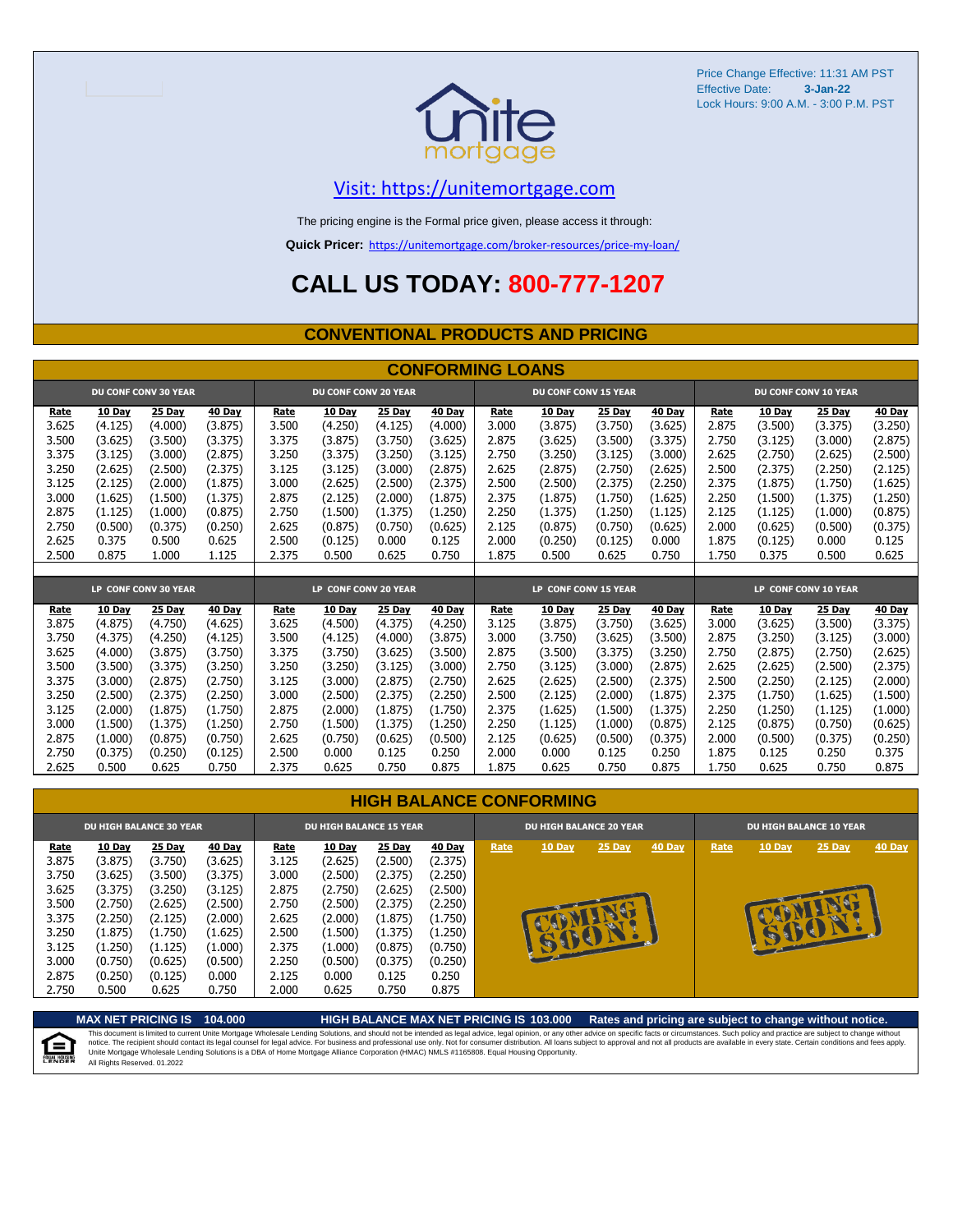Price Change Effective: 11:31 AM PST
Effective Date: **3-Jan-22**
Lock Hours: 9:00 A.M. - 3:00 P.M. PST

unite mortgage

Visit: https://unitemortgage.com

The pricing engine is the Formal price given, please access it through:

**Quick Pricer:** https://unitemortgage.com/broker-resources/price-my-loan/

# CALL US TODAY: 800-777-1207

## CONVENTIONAL PRODUCTS AND PRICING

### CONFORMING LOANS

| DU CONF CONV 30 YEAR | | | | DU CONF CONV 20 YEAR | | | | DU CONF CONV 15 YEAR | | | | DU CONF CONV 10 YEAR | | | |
|---|---|---|---|---|---|---|---|---|---|---|---|---|---|---|---|
| Rate | 10 Day | 25 Day | 40 Day | Rate | 10 Day | 25 Day | 40 Day | Rate | 10 Day | 25 Day | 40 Day | Rate | 10 Day | 25 Day | 40 Day |
| 3.625 | (4.125) | (4.000) | (3.875) | 3.500 | (4.250) | (4.125) | (4.000) | 3.000 | (3.875) | (3.750) | (3.625) | 2.875 | (3.500) | (3.375) | (3.250) |
| 3.500 | (3.625) | (3.500) | (3.375) | 3.375 | (3.875) | (3.750) | (3.625) | 2.875 | (3.625) | (3.500) | (3.375) | 2.750 | (3.125) | (3.000) | (2.875) |
| 3.375 | (3.125) | (3.000) | (2.875) | 3.250 | (3.375) | (3.250) | (3.125) | 2.750 | (3.250) | (3.125) | (3.000) | 2.625 | (2.750) | (2.625) | (2.500) |
| 3.250 | (2.625) | (2.500) | (2.375) | 3.125 | (3.125) | (3.000) | (2.875) | 2.625 | (2.875) | (2.750) | (2.625) | 2.500 | (2.375) | (2.250) | (2.125) |
| 3.125 | (2.125) | (2.000) | (1.875) | 3.000 | (2.625) | (2.500) | (2.375) | 2.500 | (2.500) | (2.375) | (2.250) | 2.375 | (1.875) | (1.750) | (1.625) |
| 3.000 | (1.625) | (1.500) | (1.375) | 2.875 | (2.125) | (2.000) | (1.875) | 2.375 | (1.875) | (1.750) | (1.625) | 2.250 | (1.500) | (1.375) | (1.250) |
| 2.875 | (1.125) | (1.000) | (0.875) | 2.750 | (1.500) | (1.375) | (1.250) | 2.250 | (1.375) | (1.250) | (1.125) | 2.125 | (1.125) | (1.000) | (0.875) |
| 2.750 | (0.500) | (0.375) | (0.250) | 2.625 | (0.875) | (0.750) | (0.625) | 2.125 | (0.875) | (0.750) | (0.625) | 2.000 | (0.625) | (0.500) | (0.375) |
| 2.625 | 0.375 | 0.500 | 0.625 | 2.500 | (0.125) | 0.000 | 0.125 | 2.000 | (0.250) | (0.125) | 0.000 | 1.875 | (0.125) | 0.000 | 0.125 |
| 2.500 | 0.875 | 1.000 | 1.125 | 2.375 | 0.500 | 0.625 | 0.750 | 1.875 | 0.500 | 0.625 | 0.750 | 1.750 | 0.375 | 0.500 | 0.625 |

| LP CONF CONV 30 YEAR | | | | LP CONF CONV 20 YEAR | | | | LP CONF CONV 15 YEAR | | | | LP CONF CONV 10 YEAR | | | |
|---|---|---|---|---|---|---|---|---|---|---|---|---|---|---|---|
| Rate | 10 Day | 25 Day | 40 Day | Rate | 10 Day | 25 Day | 40 Day | Rate | 10 Day | 25 Day | 40 Day | Rate | 10 Day | 25 Day | 40 Day |
| 3.875 | (4.875) | (4.750) | (4.625) | 3.625 | (4.500) | (4.375) | (4.250) | 3.125 | (3.875) | (3.750) | (3.625) | 3.000 | (3.625) | (3.500) | (3.375) |
| 3.750 | (4.375) | (4.250) | (4.125) | 3.500 | (4.125) | (4.000) | (3.875) | 3.000 | (3.750) | (3.625) | (3.500) | 2.875 | (3.250) | (3.125) | (3.000) |
| 3.625 | (4.000) | (3.875) | (3.750) | 3.375 | (3.750) | (3.625) | (3.500) | 2.875 | (3.500) | (3.375) | (3.250) | 2.750 | (2.875) | (2.750) | (2.625) |
| 3.500 | (3.500) | (3.375) | (3.250) | 3.250 | (3.250) | (3.125) | (3.000) | 2.750 | (3.125) | (3.000) | (2.875) | 2.625 | (2.625) | (2.500) | (2.375) |
| 3.375 | (3.000) | (2.875) | (2.750) | 3.125 | (3.000) | (2.875) | (2.750) | 2.625 | (2.625) | (2.500) | (2.375) | 2.500 | (2.250) | (2.125) | (2.000) |
| 3.250 | (2.500) | (2.375) | (2.250) | 3.000 | (2.500) | (2.375) | (2.250) | 2.500 | (2.125) | (2.000) | (1.875) | 2.375 | (1.750) | (1.625) | (1.500) |
| 3.125 | (2.000) | (1.875) | (1.750) | 2.875 | (2.000) | (1.875) | (1.750) | 2.375 | (1.625) | (1.500) | (1.375) | 2.250 | (1.250) | (1.125) | (1.000) |
| 3.000 | (1.500) | (1.375) | (1.250) | 2.750 | (1.500) | (1.375) | (1.250) | 2.250 | (1.125) | (1.000) | (0.875) | 2.125 | (0.875) | (0.750) | (0.625) |
| 2.875 | (1.000) | (0.875) | (0.750) | 2.625 | (0.750) | (0.625) | (0.500) | 2.125 | (0.625) | (0.500) | (0.375) | 2.000 | (0.500) | (0.375) | (0.250) |
| 2.750 | (0.375) | (0.250) | (0.125) | 2.500 | 0.000 | 0.125 | 0.250 | 2.000 | 0.000 | 0.125 | 0.250 | 1.875 | 0.125 | 0.250 | 0.375 |
| 2.625 | 0.500 | 0.625 | 0.750 | 2.375 | 0.625 | 0.750 | 0.875 | 1.875 | 0.625 | 0.750 | 0.875 | 1.750 | 0.625 | 0.750 | 0.875 |

### HIGH BALANCE CONFORMING

| DU HIGH BALANCE 30 YEAR | | | | DU HIGH BALANCE 15 YEAR | | | | DU HIGH BALANCE 20 YEAR | | | | DU HIGH BALANCE 10 YEAR | | | |
|---|---|---|---|---|---|---|---|---|---|---|---|---|---|---|---|
| Rate | 10 Day | 25 Day | 40 Day | Rate | 10 Day | 25 Day | 40 Day | Rate | 10 Day | 25 Day | 40 Day | Rate | 10 Day | 25 Day | 40 Day |
| 3.875 | (3.875) | (3.750) | (3.625) | 3.125 | (2.625) | (2.500) | (2.375) | COMING SOON! | | | | COMING SOON! | | | |
| 3.750 | (3.625) | (3.500) | (3.375) | 3.000 | (2.500) | (2.375) | (2.250) | | | | | | | | |
| 3.625 | (3.375) | (3.250) | (3.125) | 2.875 | (2.750) | (2.625) | (2.500) | | | | | | | | |
| 3.500 | (2.750) | (2.625) | (2.500) | 2.750 | (2.500) | (2.375) | (2.250) | | | | | | | | |
| 3.375 | (2.250) | (2.125) | (2.000) | 2.625 | (2.000) | (1.875) | (1.750) | | | | | | | | |
| 3.250 | (1.875) | (1.750) | (1.625) | 2.500 | (1.500) | (1.375) | (1.250) | | | | | | | | |
| 3.125 | (1.250) | (1.125) | (1.000) | 2.375 | (1.000) | (0.875) | (0.750) | | | | | | | | |
| 3.000 | (0.750) | (0.625) | (0.500) | 2.250 | (0.500) | (0.375) | (0.250) | | | | | | | | |
| 2.875 | (0.250) | (0.125) | 0.000 | 2.125 | 0.000 | 0.125 | 0.250 | | | | | | | | |
| 2.750 | 0.500 | 0.625 | 0.750 | 2.000 | 0.625 | 0.750 | 0.875 | | | | | | | | |

**MAX NET PRICING IS 104.000** **HIGH BALANCE MAX NET PRICING IS 103.000** **Rates and pricing are subject to change without notice.**

This document is limited to current Unite Mortgage Wholesale Lending Solutions, and should not be intended as legal advice, legal opinion, or any other advice on specific facts or circumstances. Such policy and practice are subject to change without notice. The recipient should contact its legal counsel for legal advice. For business and professional use only. Not for consumer distribution. All loans subject to approval and not all products are available in every state. Certain conditions and fees apply. Unite Mortgage Wholesale Lending Solutions is a DBA of Home Mortgage Alliance Corporation (HMAC) NMLS #1165808. Equal Housing Opportunity.
All Rights Reserved. 01.2022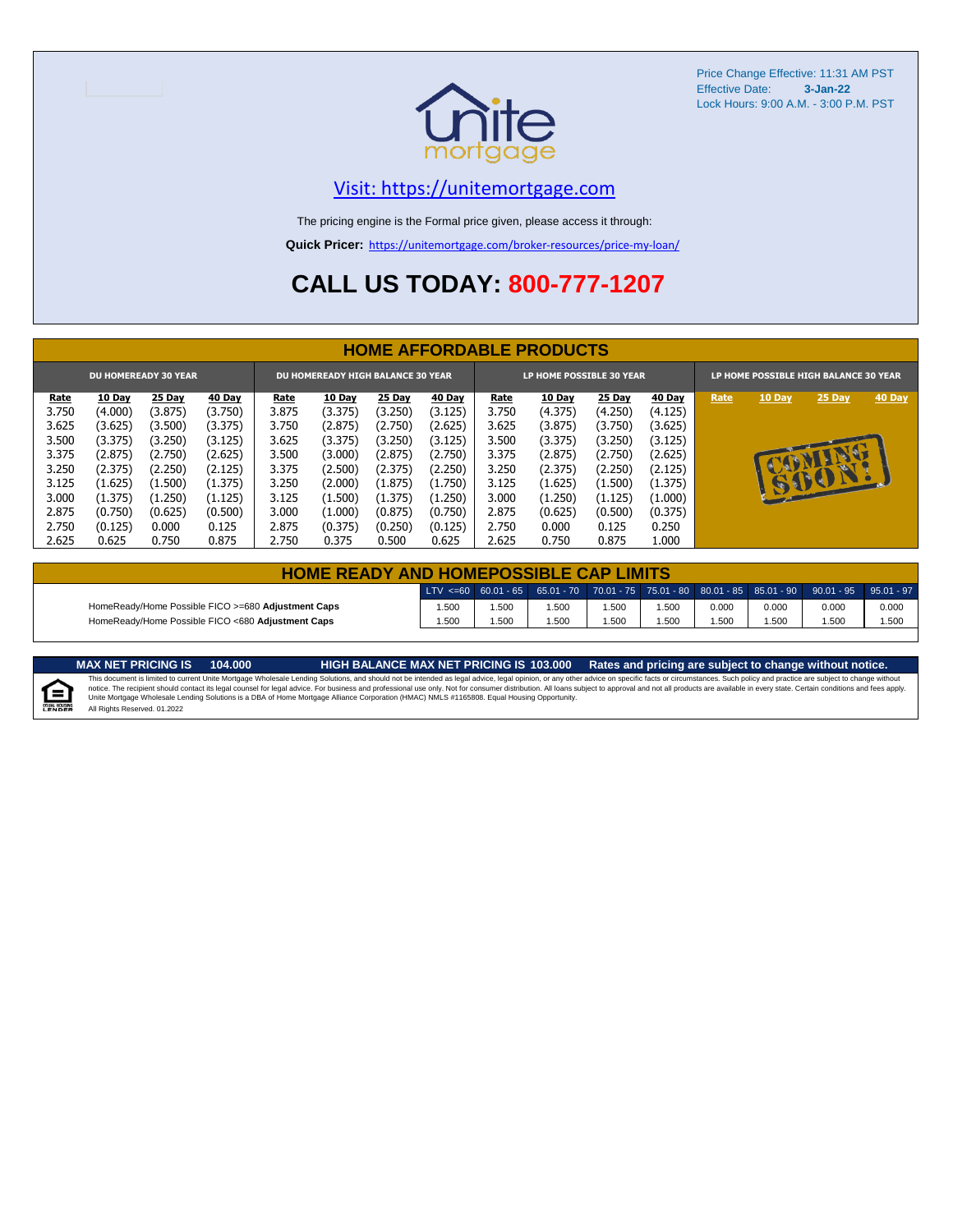Price Change Effective: 11:31 AM PST
Effective Date: **3-Jan-22**
Lock Hours: 9:00 A.M. - 3:00 P.M. PST

Visit: https://unitemortgage.com

The pricing engine is the Formal price given, please access it through:

**Quick Pricer:** https://unitemortgage.com/broker-resources/price-my-loan/

# CALL US TODAY: 800-777-1207

## HOME AFFORDABLE PRODUCTS

| DU HOMEREADY 30 YEAR | | | | DU HOMEREADY HIGH BALANCE 30 YEAR | | | | LP HOME POSSIBLE 30 YEAR | | | | LP HOME POSSIBLE HIGH BALANCE 30 YEAR | | | |
|---|---|---|---|---|---|---|---|---|---|---|---|---|---|---|---|
| Rate | 10 Day | 25 Day | 40 Day | Rate | 10 Day | 25 Day | 40 Day | Rate | 10 Day | 25 Day | 40 Day | Rate | 10 Day | 25 Day | 40 Day |
| 3.750 | (4.000) | (3.875) | (3.750) | 3.875 | (3.375) | (3.250) | (3.125) | 3.750 | (4.375) | (4.250) | (4.125) | COMING SOON! | | | |
| 3.625 | (3.625) | (3.500) | (3.375) | 3.750 | (2.875) | (2.750) | (2.625) | 3.625 | (3.875) | (3.750) | (3.625) | | | | |
| 3.500 | (3.375) | (3.250) | (3.125) | 3.625 | (3.375) | (3.250) | (3.125) | 3.500 | (3.375) | (3.250) | (3.125) | | | | |
| 3.375 | (2.875) | (2.750) | (2.625) | 3.500 | (3.000) | (2.875) | (2.750) | 3.375 | (2.875) | (2.750) | (2.625) | | | | |
| 3.250 | (2.375) | (2.250) | (2.125) | 3.375 | (2.500) | (2.375) | (2.250) | 3.250 | (2.375) | (2.250) | (2.125) | | | | |
| 3.125 | (1.625) | (1.500) | (1.375) | 3.250 | (2.000) | (1.875) | (1.750) | 3.125 | (1.625) | (1.500) | (1.375) | | | | |
| 3.000 | (1.375) | (1.250) | (1.125) | 3.125 | (1.500) | (1.375) | (1.250) | 3.000 | (1.250) | (1.125) | (1.000) | | | | |
| 2.875 | (0.750) | (0.625) | (0.500) | 3.000 | (1.000) | (0.875) | (0.750) | 2.875 | (0.625) | (0.500) | (0.375) | | | | |
| 2.750 | (0.125) | 0.000 | 0.125 | 2.875 | (0.375) | (0.250) | (0.125) | 2.750 | 0.000 | 0.125 | 0.250 | | | | |
| 2.625 | 0.625 | 0.750 | 0.875 | 2.750 | 0.375 | 0.500 | 0.625 | 2.625 | 0.750 | 0.875 | 1.000 | | | | |

## HOME READY AND HOMEPOSSIBLE CAP LIMITS

| | LTV <=60 | 60.01 - 65 | 65.01 - 70 | 70.01 - 75 | 75.01 - 80 | 80.01 - 85 | 85.01 - 90 | 90.01 - 95 | 95.01 - 97 |
|---|---|---|---|---|---|---|---|---|---|
| HomeReady/Home Possible FICO >=680 **Adjustment Caps** | 1.500 | 1.500 | 1.500 | 1.500 | 1.500 | 0.000 | 0.000 | 0.000 | 0.000 |
| HomeReady/Home Possible FICO <680 **Adjustment Caps** | 1.500 | 1.500 | 1.500 | 1.500 | 1.500 | 1.500 | 1.500 | 1.500 | 1.500 |

**MAX NET PRICING IS 104.000** | **HIGH BALANCE MAX NET PRICING IS 103.000** | **Rates and pricing are subject to change without notice.**

This document is limited to current Unite Mortgage Wholesale Lending Solutions, and should not be intended as legal advice, legal opinion, or any other advice on specific facts or circumstances. Such policy and practice are subject to change without notice. The recipient should contact its legal counsel for legal advice. For business and professional use only. Not for consumer distribution. All loans subject to approval and not all products are available in every state. Certain conditions and fees apply. Unite Mortgage Wholesale Lending Solutions is a DBA of Home Mortgage Alliance Corporation (HMAC) NMLS #1165808. Equal Housing Opportunity.
All Rights Reserved. 01.2022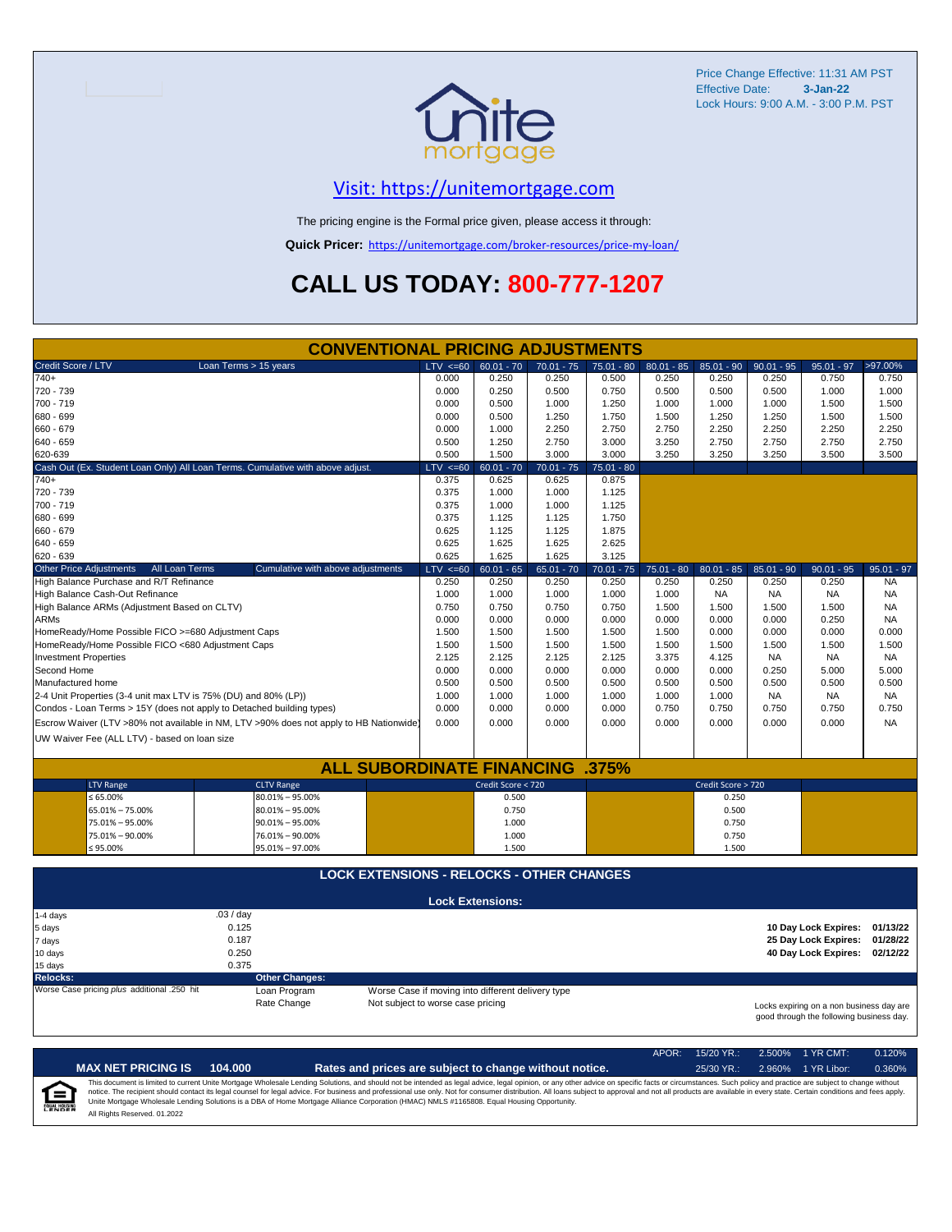Price Change Effective: 11:31 AM PST
Effective Date: **3-Jan-22**
Lock Hours: 9:00 A.M. - 3:00 P.M. PST

unite mortgage

[Visit: https://unitemortgage.com](https://unitemortgage.com)

The pricing engine is the Formal price given, please access it through:

**Quick Pricer:** https://unitemortgage.com/broker-resources/price-my-loan/

# CALL US TODAY: 800-777-1207

## CONVENTIONAL PRICING ADJUSTMENTS

| Credit Score / LTV — Loan Terms > 15 years | LTV <=60 | 60.01 - 70 | 70.01 - 75 | 75.01 - 80 | 80.01 - 85 | 85.01 - 90 | 90.01 - 95 | 95.01 - 97 | >97.00% |
|---|---|---|---|---|---|---|---|---|---|
| 740+ | 0.000 | 0.250 | 0.250 | 0.500 | 0.250 | 0.250 | 0.250 | 0.750 | 0.750 |
| 720 - 739 | 0.000 | 0.250 | 0.500 | 0.750 | 0.500 | 0.500 | 0.500 | 1.000 | 1.000 |
| 700 - 719 | 0.000 | 0.500 | 1.000 | 1.250 | 1.000 | 1.000 | 1.000 | 1.500 | 1.500 |
| 680 - 699 | 0.000 | 0.500 | 1.250 | 1.750 | 1.500 | 1.250 | 1.250 | 1.500 | 1.500 |
| 660 - 679 | 0.000 | 1.000 | 2.250 | 2.750 | 2.750 | 2.250 | 2.250 | 2.250 | 2.250 |
| 640 - 659 | 0.500 | 1.250 | 2.750 | 3.000 | 3.250 | 2.750 | 2.750 | 2.750 | 2.750 |
| 620-639 | 0.500 | 1.500 | 3.000 | 3.000 | 3.250 | 3.250 | 3.250 | 3.500 | 3.500 |

| Cash Out (Ex. Student Loan Only) All Loan Terms. Cumulative with above adjust. | LTV <=60 | 60.01 - 70 | 70.01 - 75 | 75.01 - 80 |
|---|---|---|---|---|
| 740+ | 0.375 | 0.625 | 0.625 | 0.875 |
| 720 - 739 | 0.375 | 1.000 | 1.000 | 1.125 |
| 700 - 719 | 0.375 | 1.000 | 1.000 | 1.125 |
| 680 - 699 | 0.375 | 1.125 | 1.125 | 1.750 |
| 660 - 679 | 0.625 | 1.125 | 1.125 | 1.875 |
| 640 - 659 | 0.625 | 1.625 | 1.625 | 2.625 |
| 620 - 639 | 0.625 | 1.625 | 1.625 | 3.125 |

| Other Price Adjustments — All Loan Terms — Cumulative with above adjustments | LTV <=60 | 60.01 - 65 | 65.01 - 70 | 70.01 - 75 | 75.01 - 80 | 80.01 - 85 | 85.01 - 90 | 90.01 - 95 | 95.01 - 97 |
|---|---|---|---|---|---|---|---|---|---|
| High Balance Purchase and R/T Refinance | 0.250 | 0.250 | 0.250 | 0.250 | 0.250 | 0.250 | 0.250 | 0.250 | NA |
| High Balance Cash-Out Refinance | 1.000 | 1.000 | 1.000 | 1.000 | 1.000 | NA | NA | NA | NA |
| High Balance ARMs (Adjustment Based on CLTV) | 0.750 | 0.750 | 0.750 | 0.750 | 1.500 | 1.500 | 1.500 | 1.500 | NA |
| ARMs | 0.000 | 0.000 | 0.000 | 0.000 | 0.000 | 0.000 | 0.000 | 0.250 | NA |
| HomeReady/Home Possible FICO >=680 Adjustment Caps | 1.500 | 1.500 | 1.500 | 1.500 | 1.500 | 0.000 | 0.000 | 0.000 | 0.000 |
| HomeReady/Home Possible FICO <680 Adjustment Caps | 1.500 | 1.500 | 1.500 | 1.500 | 1.500 | 1.500 | 1.500 | 1.500 | 1.500 |
| Investment Properties | 2.125 | 2.125 | 2.125 | 2.125 | 3.375 | 4.125 | NA | NA | NA |
| Second Home | 0.000 | 0.000 | 0.000 | 0.000 | 0.000 | 0.000 | 0.250 | 5.000 | 5.000 |
| Manufactured home | 0.500 | 0.500 | 0.500 | 0.500 | 0.500 | 0.500 | 0.500 | 0.500 | 0.500 |
| 2-4 Unit Properties (3-4 unit max LTV is 75% (DU) and 80% (LP)) | 1.000 | 1.000 | 1.000 | 1.000 | 1.000 | 1.000 | NA | NA | NA |
| Condos - Loan Terms > 15Y (does not apply to Detached building types) | 0.000 | 0.000 | 0.000 | 0.000 | 0.750 | 0.750 | 0.750 | 0.750 | 0.750 |
| Escrow Waiver (LTV >80% not available in NM, LTV >90% does not apply to HB Nationwide) | 0.000 | 0.000 | 0.000 | 0.000 | 0.000 | 0.000 | 0.000 | 0.000 | NA |
| UW Waiver Fee (ALL LTV) - based on loan size | | | | | | | | | |

## ALL SUBORDINATE FINANCING .375%

| LTV Range | CLTV Range | Credit Score < 720 | Credit Score > 720 |
|---|---|---|---|
| ≤ 65.00% | 80.01% – 95.00% | 0.500 | 0.250 |
| 65.01% – 75.00% | 80.01% – 95.00% | 0.750 | 0.500 |
| 75.01% – 95.00% | 90.01% – 95.00% | 1.000 | 0.750 |
| 75.01% – 90.00% | 76.01% – 90.00% | 1.000 | 0.750 |
| ≤ 95.00% | 95.01% – 97.00% | 1.500 | 1.500 |

## LOCK EXTENSIONS - RELOCKS - OTHER CHANGES

### Lock Extensions:

| Days | Cost |
|---|---|
| 1-4 days | .03 / day |
| 5 days | 0.125 |
| 7 days | 0.187 |
| 10 days | 0.250 |
| 15 days | 0.375 |

**10 Day Lock Expires:** 01/13/22
**25 Day Lock Expires:** 01/28/22
**40 Day Lock Expires:** 02/12/22

**Relocks:**
Worse Case pricing *plus* additional .250 hit

**Other Changes:**

| | |
|---|---|
| Loan Program | Worse Case if moving into different delivery type |
| Rate Change | Not subject to worse case pricing |

Locks expiring on a non business day are good through the following business day.

| APOR: | 15/20 YR.: | 2.500% | 1 YR CMT: | 0.120% |
|---|---|---|---|---|
| | 25/30 YR.: | 2.960% | 1 YR Libor: | 0.360% |

**MAX NET PRICING IS 104.000**

**Rates and prices are subject to change without notice.**

This document is limited to current Unite Mortgage Wholesale Lending Solutions, and should not be intended as legal advice, legal opinion, or any other advice on specific facts or circumstances. Such policy and practice are subject to change without notice. The recipient should contact its legal counsel for legal advice. For business and professional use only. Not for consumer distribution. All loans subject to approval and not all products are available in every state. Certain conditions and fees apply. Unite Mortgage Wholesale Lending Solutions is a DBA of Home Mortgage Alliance Corporation (HMAC) NMLS #1165808. Equal Housing Opportunity.
All Rights Reserved. 01.2022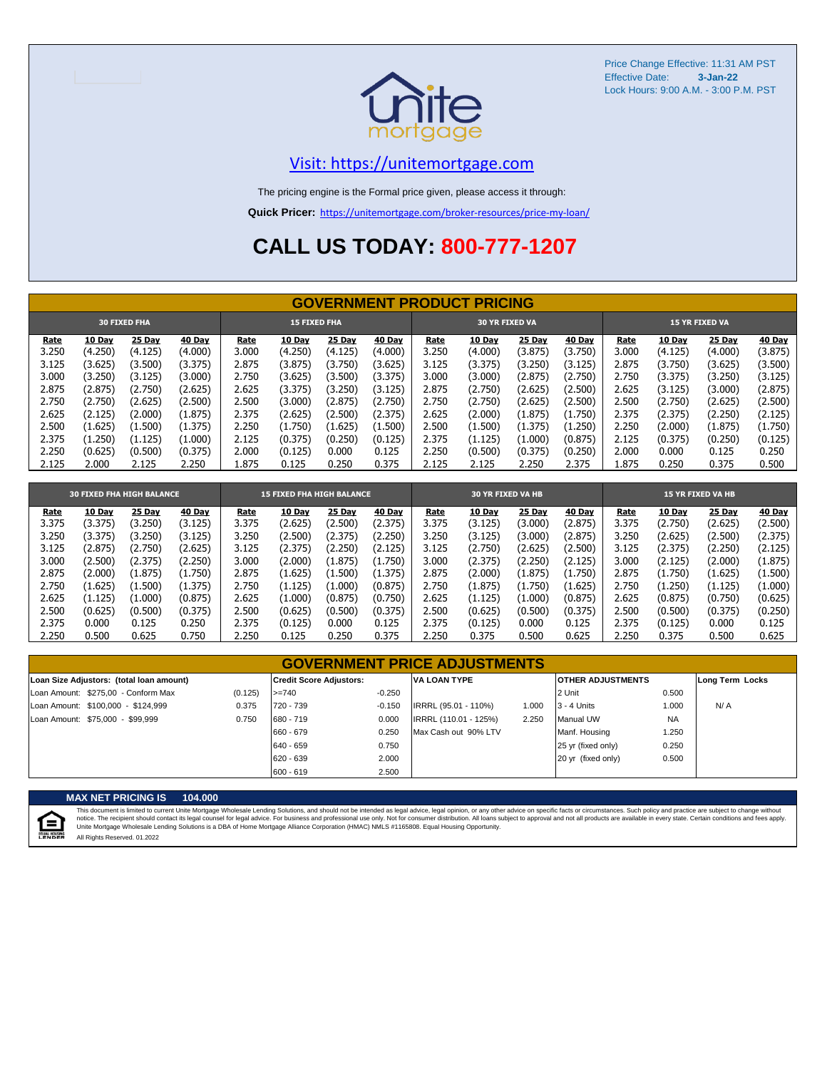Price Change Effective: 11:31 AM PST
Effective Date: **3-Jan-22**
Lock Hours: 9:00 A.M. - 3:00 P.M. PST

Visit: https://unitemortgage.com

The pricing engine is the Formal price given, please access it through:

**Quick Pricer:** https://unitemortgage.com/broker-resources/price-my-loan/

# CALL US TODAY: 800-777-1207

## GOVERNMENT PRODUCT PRICING

| 30 FIXED FHA | | | | 15 FIXED FHA | | | | 30 YR FIXED VA | | | | 15 YR FIXED VA | | | |
|---|---|---|---|---|---|---|---|---|---|---|---|---|---|---|---|
| Rate | 10 Day | 25 Day | 40 Day | Rate | 10 Day | 25 Day | 40 Day | Rate | 10 Day | 25 Day | 40 Day | Rate | 10 Day | 25 Day | 40 Day |
| 3.250 | (4.250) | (4.125) | (4.000) | 3.000 | (4.250) | (4.125) | (4.000) | 3.250 | (4.000) | (3.875) | (3.750) | 3.000 | (4.125) | (4.000) | (3.875) |
| 3.125 | (3.625) | (3.500) | (3.375) | 2.875 | (3.875) | (3.750) | (3.625) | 3.125 | (3.375) | (3.250) | (3.125) | 2.875 | (3.750) | (3.625) | (3.500) |
| 3.000 | (3.250) | (3.125) | (3.000) | 2.750 | (3.625) | (3.500) | (3.375) | 3.000 | (3.000) | (2.875) | (2.750) | 2.750 | (3.375) | (3.250) | (3.125) |
| 2.875 | (2.875) | (2.750) | (2.625) | 2.625 | (3.375) | (3.250) | (3.125) | 2.875 | (2.750) | (2.625) | (2.500) | 2.625 | (3.125) | (3.000) | (2.875) |
| 2.750 | (2.750) | (2.625) | (2.500) | 2.500 | (3.000) | (2.875) | (2.750) | 2.750 | (2.750) | (2.625) | (2.500) | 2.500 | (2.750) | (2.625) | (2.500) |
| 2.625 | (2.125) | (2.000) | (1.875) | 2.375 | (2.625) | (2.500) | (2.375) | 2.625 | (2.000) | (1.875) | (1.750) | 2.375 | (2.375) | (2.250) | (2.125) |
| 2.500 | (1.625) | (1.500) | (1.375) | 2.250 | (1.750) | (1.625) | (1.500) | 2.500 | (1.500) | (1.375) | (1.250) | 2.250 | (2.000) | (1.875) | (1.750) |
| 2.375 | (1.250) | (1.125) | (1.000) | 2.125 | (0.375) | (0.250) | (0.125) | 2.375 | (1.125) | (1.000) | (0.875) | 2.125 | (0.375) | (0.250) | (0.125) |
| 2.250 | (0.625) | (0.500) | (0.375) | 2.000 | (0.125) | 0.000 | 0.125 | 2.250 | (0.500) | (0.375) | (0.250) | 2.000 | 0.000 | 0.125 | 0.250 |
| 2.125 | 2.000 | 2.125 | 2.250 | 1.875 | 0.125 | 0.250 | 0.375 | 2.125 | 2.125 | 2.250 | 2.375 | 1.875 | 0.250 | 0.375 | 0.500 |

| 30 FIXED FHA HIGH BALANCE | | | | 15 FIXED FHA HIGH BALANCE | | | | 30 YR FIXED VA HB | | | | 15 YR FIXED VA HB | | | |
|---|---|---|---|---|---|---|---|---|---|---|---|---|---|---|---|
| Rate | 10 Day | 25 Day | 40 Day | Rate | 10 Day | 25 Day | 40 Day | Rate | 10 Day | 25 Day | 40 Day | Rate | 10 Day | 25 Day | 40 Day |
| 3.375 | (3.375) | (3.250) | (3.125) | 3.375 | (2.625) | (2.500) | (2.375) | 3.375 | (3.125) | (3.000) | (2.875) | 3.375 | (2.750) | (2.625) | (2.500) |
| 3.250 | (3.375) | (3.250) | (3.125) | 3.250 | (2.500) | (2.375) | (2.250) | 3.250 | (3.125) | (3.000) | (2.875) | 3.250 | (2.625) | (2.500) | (2.375) |
| 3.125 | (2.875) | (2.750) | (2.625) | 3.125 | (2.375) | (2.250) | (2.125) | 3.125 | (2.750) | (2.625) | (2.500) | 3.125 | (2.375) | (2.250) | (2.125) |
| 3.000 | (2.500) | (2.375) | (2.250) | 3.000 | (2.000) | (1.875) | (1.750) | 3.000 | (2.375) | (2.250) | (2.125) | 3.000 | (2.125) | (2.000) | (1.875) |
| 2.875 | (2.000) | (1.875) | (1.750) | 2.875 | (1.625) | (1.500) | (1.375) | 2.875 | (2.000) | (1.875) | (1.750) | 2.875 | (1.750) | (1.625) | (1.500) |
| 2.750 | (1.625) | (1.500) | (1.375) | 2.750 | (1.125) | (1.000) | (0.875) | 2.750 | (1.875) | (1.750) | (1.625) | 2.750 | (1.250) | (1.125) | (1.000) |
| 2.625 | (1.125) | (1.000) | (0.875) | 2.625 | (1.000) | (0.875) | (0.750) | 2.625 | (1.125) | (1.000) | (0.875) | 2.625 | (0.875) | (0.750) | (0.625) |
| 2.500 | (0.625) | (0.500) | (0.375) | 2.500 | (0.625) | (0.500) | (0.375) | 2.500 | (0.625) | (0.500) | (0.375) | 2.500 | (0.500) | (0.375) | (0.250) |
| 2.375 | 0.000 | 0.125 | 0.250 | 2.375 | (0.125) | 0.000 | 0.125 | 2.375 | (0.125) | 0.000 | 0.125 | 2.375 | (0.125) | 0.000 | 0.125 |
| 2.250 | 0.500 | 0.625 | 0.750 | 2.250 | 0.125 | 0.250 | 0.375 | 2.250 | 0.375 | 0.500 | 0.625 | 2.250 | 0.375 | 0.500 | 0.625 |

## GOVERNMENT PRICE ADJUSTMENTS

| Loan Size Adjustors: (total loan amount) | | Credit Score Adjustors: | | VA LOAN TYPE | | OTHER ADJUSTMENTS | | Long Term Locks |
|---|---|---|---|---|---|---|---|---|
| Loan Amount: $275,00 - Conform Max | (0.125) | >=740 | -0.250 | | | 2 Unit | 0.500 | |
| Loan Amount: $100,000 - $124,999 | 0.375 | 720 - 739 | -0.150 | IRRRL (95.01 - 110%) | 1.000 | 3 - 4 Units | 1.000 | N/A |
| Loan Amount: $75,000 - $99,999 | 0.750 | 680 - 719 | 0.000 | IRRRL (110.01 - 125%) | 2.250 | Manual UW | NA | |
| | | 660 - 679 | 0.250 | Max Cash out 90% LTV | | Manf. Housing | 1.250 | |
| | | 640 - 659 | 0.750 | | | 25 yr (fixed only) | 0.250 | |
| | | 620 - 639 | 2.000 | | | 20 yr (fixed only) | 0.500 | |
| | | 600 - 619 | 2.500 | | | | | |

**MAX NET PRICING IS 104.000**

This document is limited to current Unite Mortgage Wholesale Lending Solutions, and should not be intended as legal advice, legal opinion, or any other advice on specific facts or circumstances. Such policy and practice are subject to change without notice. The recipient should contact its legal counsel for legal advice. For business and professional use only. Not for consumer distribution. All loans subject to approval and not all products are available in every state. Certain conditions and fees apply. Unite Mortgage Wholesale Lending Solutions is a DBA of Home Mortgage Alliance Corporation (HMAC) NMLS #1165808. Equal Housing Opportunity.
All Rights Reserved. 01.2022